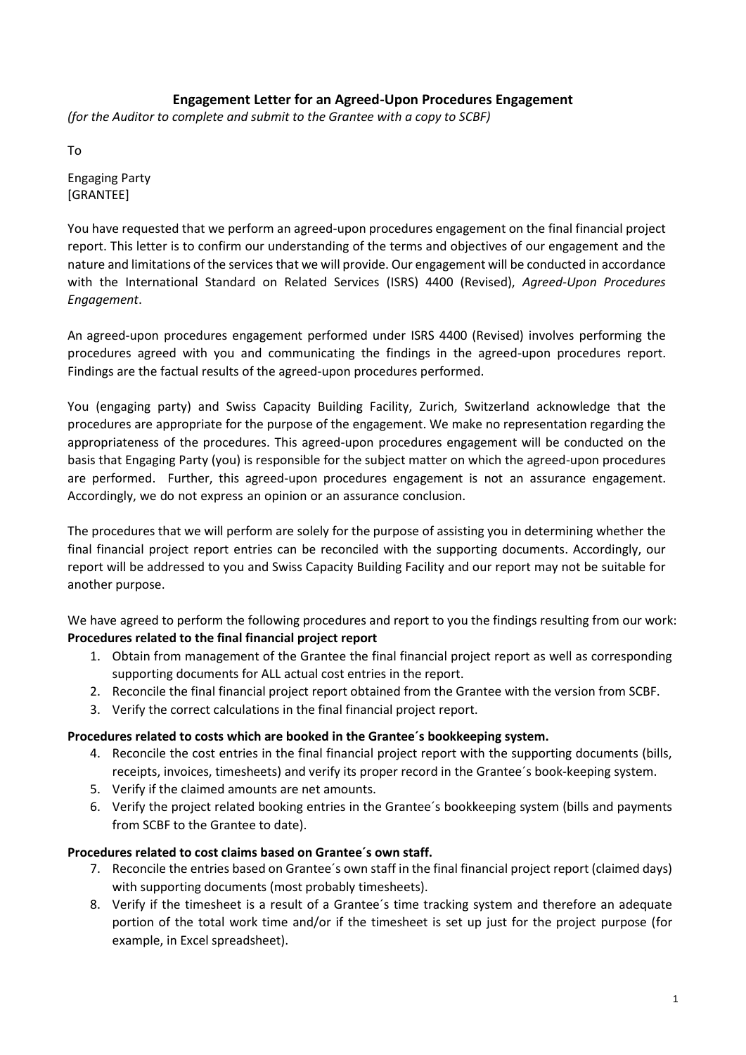# Engagement Letter for an Agreed-Upon Procedures Engagement

*(for the Auditor to complete and submit to the Grantee with a copy to SCBF)*

To

Engaging Party
[GRANTEE]

You have requested that we perform an agreed-upon procedures engagement on the final financial project report. This letter is to confirm our understanding of the terms and objectives of our engagement and the nature and limitations of the services that we will provide. Our engagement will be conducted in accordance with the International Standard on Related Services (ISRS) 4400 (Revised), *Agreed-Upon Procedures Engagement*.

An agreed-upon procedures engagement performed under ISRS 4400 (Revised) involves performing the procedures agreed with you and communicating the findings in the agreed-upon procedures report. Findings are the factual results of the agreed-upon procedures performed.

You (engaging party) and Swiss Capacity Building Facility, Zurich, Switzerland acknowledge that the procedures are appropriate for the purpose of the engagement. We make no representation regarding the appropriateness of the procedures. This agreed-upon procedures engagement will be conducted on the basis that Engaging Party (you) is responsible for the subject matter on which the agreed-upon procedures are performed. Further, this agreed-upon procedures engagement is not an assurance engagement. Accordingly, we do not express an opinion or an assurance conclusion.

The procedures that we will perform are solely for the purpose of assisting you in determining whether the final financial project report entries can be reconciled with the supporting documents. Accordingly, our report will be addressed to you and Swiss Capacity Building Facility and our report may not be suitable for another purpose.

We have agreed to perform the following procedures and report to you the findings resulting from our work:

**Procedures related to the final financial project report**

1. Obtain from management of the Grantee the final financial project report as well as corresponding supporting documents for ALL actual cost entries in the report.
2. Reconcile the final financial project report obtained from the Grantee with the version from SCBF.
3. Verify the correct calculations in the final financial project report.

**Procedures related to costs which are booked in the Grantee´s bookkeeping system.**

4. Reconcile the cost entries in the final financial project report with the supporting documents (bills, receipts, invoices, timesheets) and verify its proper record in the Grantee´s book-keeping system.
5. Verify if the claimed amounts are net amounts.
6. Verify the project related booking entries in the Grantee´s bookkeeping system (bills and payments from SCBF to the Grantee to date).

**Procedures related to cost claims based on Grantee´s own staff.**

7. Reconcile the entries based on Grantee´s own staff in the final financial project report (claimed days) with supporting documents (most probably timesheets).
8. Verify if the timesheet is a result of a Grantee´s time tracking system and therefore an adequate portion of the total work time and/or if the timesheet is set up just for the project purpose (for example, in Excel spreadsheet).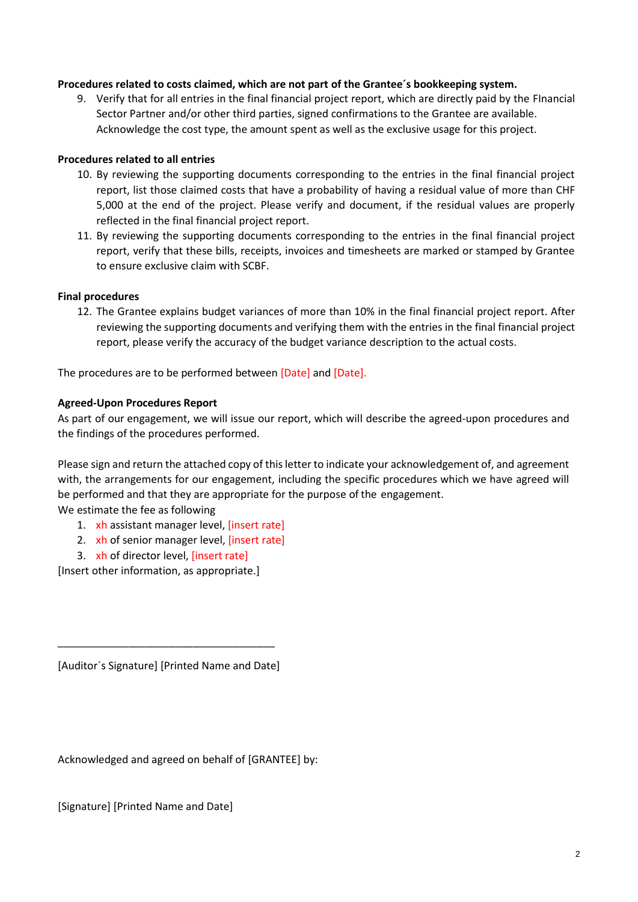**Procedures related to costs claimed, which are not part of the Grantee´s bookkeeping system.**

9. Verify that for all entries in the final financial project report, which are directly paid by the FInancial Sector Partner and/or other third parties, signed confirmations to the Grantee are available. Acknowledge the cost type, the amount spent as well as the exclusive usage for this project.

**Procedures related to all entries**

10. By reviewing the supporting documents corresponding to the entries in the final financial project report, list those claimed costs that have a probability of having a residual value of more than CHF 5,000 at the end of the project. Please verify and document, if the residual values are properly reflected in the final financial project report.
11. By reviewing the supporting documents corresponding to the entries in the final financial project report, verify that these bills, receipts, invoices and timesheets are marked or stamped by Grantee to ensure exclusive claim with SCBF.

**Final procedures**

12. The Grantee explains budget variances of more than 10% in the final financial project report. After reviewing the supporting documents and verifying them with the entries in the final financial project report, please verify the accuracy of the budget variance description to the actual costs.

The procedures are to be performed between [Date] and [Date].

**Agreed-Upon Procedures Report**

As part of our engagement, we will issue our report, which will describe the agreed-upon procedures and the findings of the procedures performed.

Please sign and return the attached copy of this letter to indicate your acknowledgement of, and agreement with, the arrangements for our engagement, including the specific procedures which we have agreed will be performed and that they are appropriate for the purpose of the engagement.

We estimate the fee as following

1. xh assistant manager level, [insert rate]
2. xh of senior manager level, [insert rate]
3. xh of director level, [insert rate]

[Insert other information, as appropriate.]

\_\_\_\_\_\_\_\_\_\_\_\_\_\_\_\_\_\_\_\_\_\_\_\_\_\_\_\_\_\_\_\_\_\_\_\_\_\_

[Auditor´s Signature] [Printed Name and Date]

Acknowledged and agreed on behalf of [GRANTEE] by:

[Signature] [Printed Name and Date]